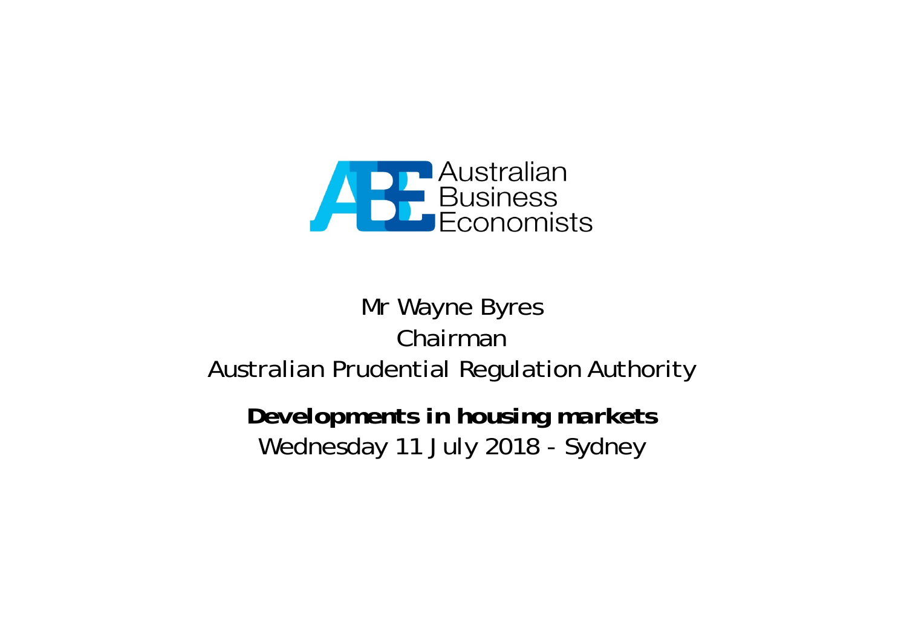Australian Business Economists

Mr Wayne Byres

Chairman

Australian Prudential Regulation Authority

**Developments in housing markets**

Wednesday 11 July 2018 - Sydney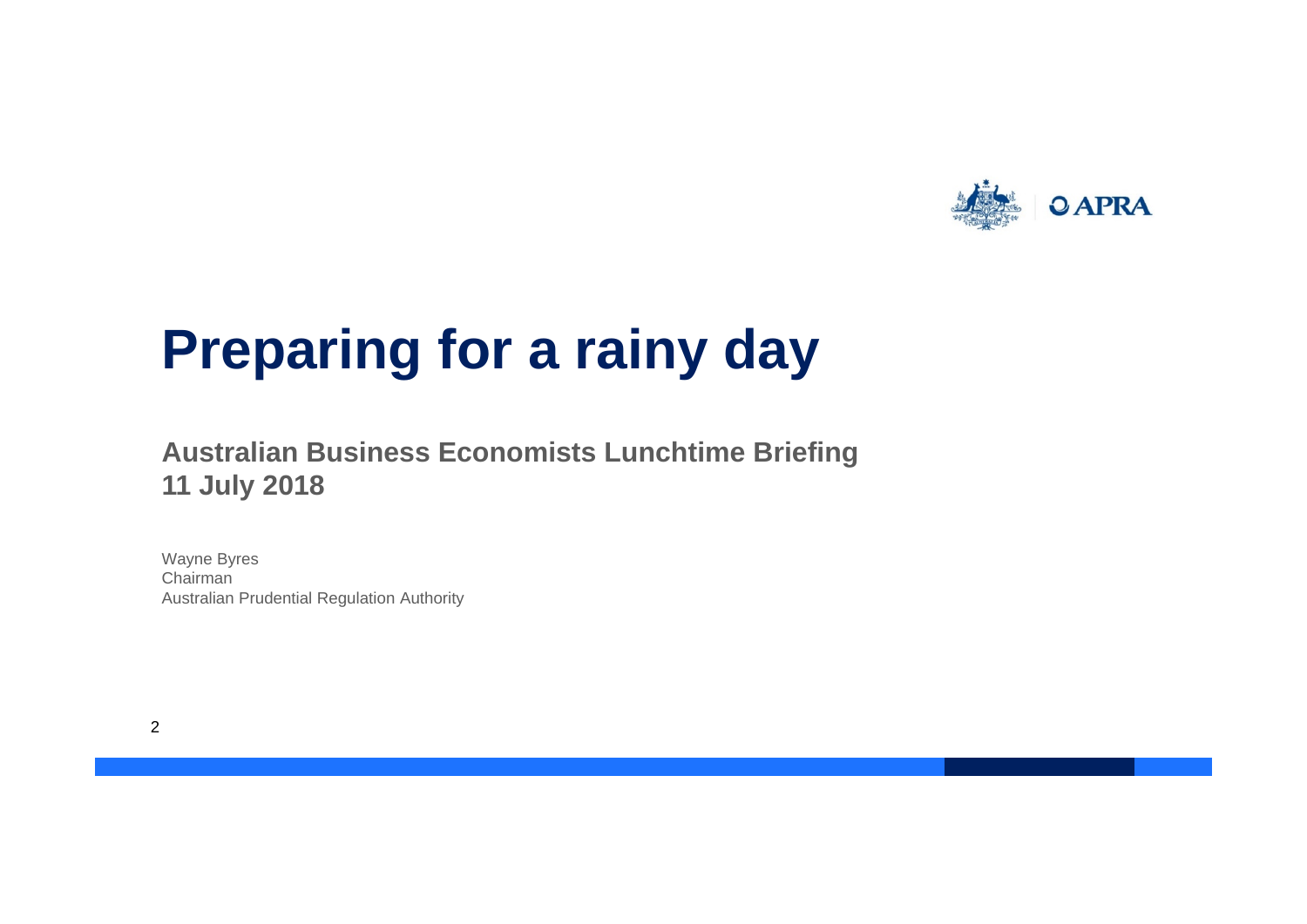# Preparing for a rainy day

**Australian Business Economists Lunchtime Briefing**
**11 July 2018**

Wayne Byres
Chairman
Australian Prudential Regulation Authority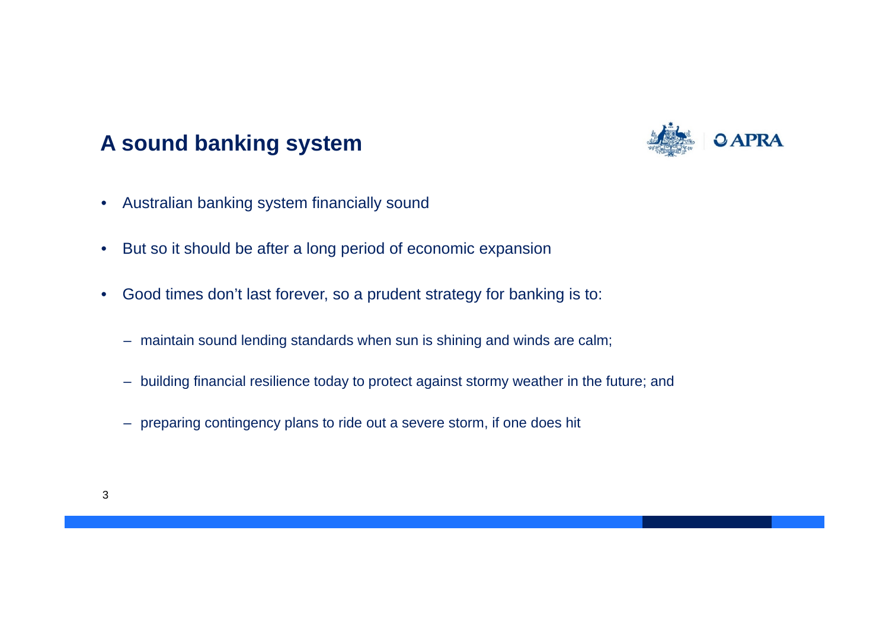## A sound banking system

- Australian banking system financially sound
- But so it should be after a long period of economic expansion
- Good times don't last forever, so a prudent strategy for banking is to:
  - maintain sound lending standards when sun is shining and winds are calm;
  - building financial resilience today to protect against stormy weather in the future; and
  - preparing contingency plans to ride out a severe storm, if one does hit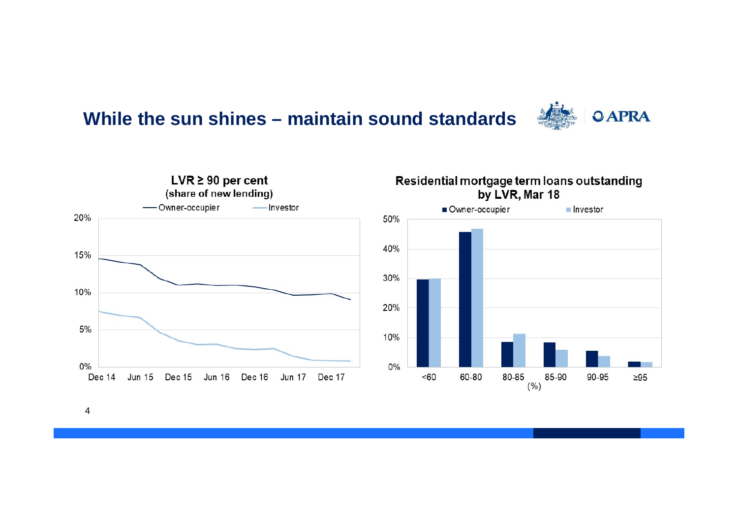# While the sun shines – maintain sound standards

**LVR ≥ 90 per cent**
**(share of new lending)**

Owner-occupier — Investor

20% | 15% | 10% | 5% | 0%

Dec 14 | Jun 15 | Dec 15 | Jun 16 | Dec 16 | Jun 17 | Dec 17

**Residential mortgage term loans outstanding by LVR, Mar 18**

Owner-occupier | Investor

50% | 40% | 30% | 20% | 10% | 0%

<60 | 60-80 | 80-85 | 85-90 | 90-95 | ≥95

(%)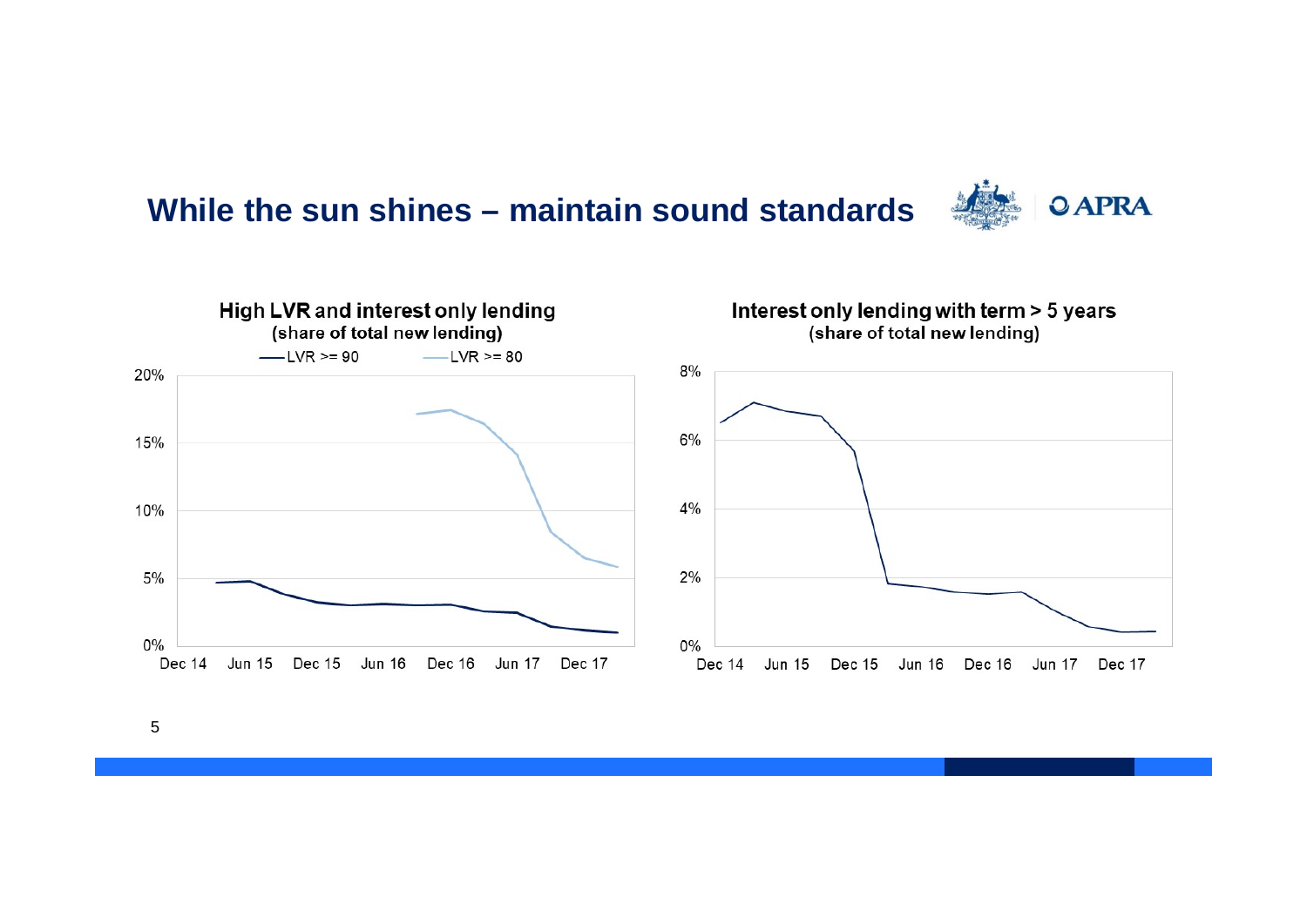# While the sun shines – maintain sound standards

**High LVR and interest only lending**
**(share of total new lending)**

LVR >= 90 — LVR >= 80

20%
15%
10%
5%
0%

Dec 14 Jun 15 Dec 15 Jun 16 Dec 16 Jun 17 Dec 17

**Interest only lending with term > 5 years**
**(share of total new lending)**

8%
6%
4%
2%
0%

Dec 14 Jun 15 Dec 15 Jun 16 Dec 16 Jun 17 Dec 17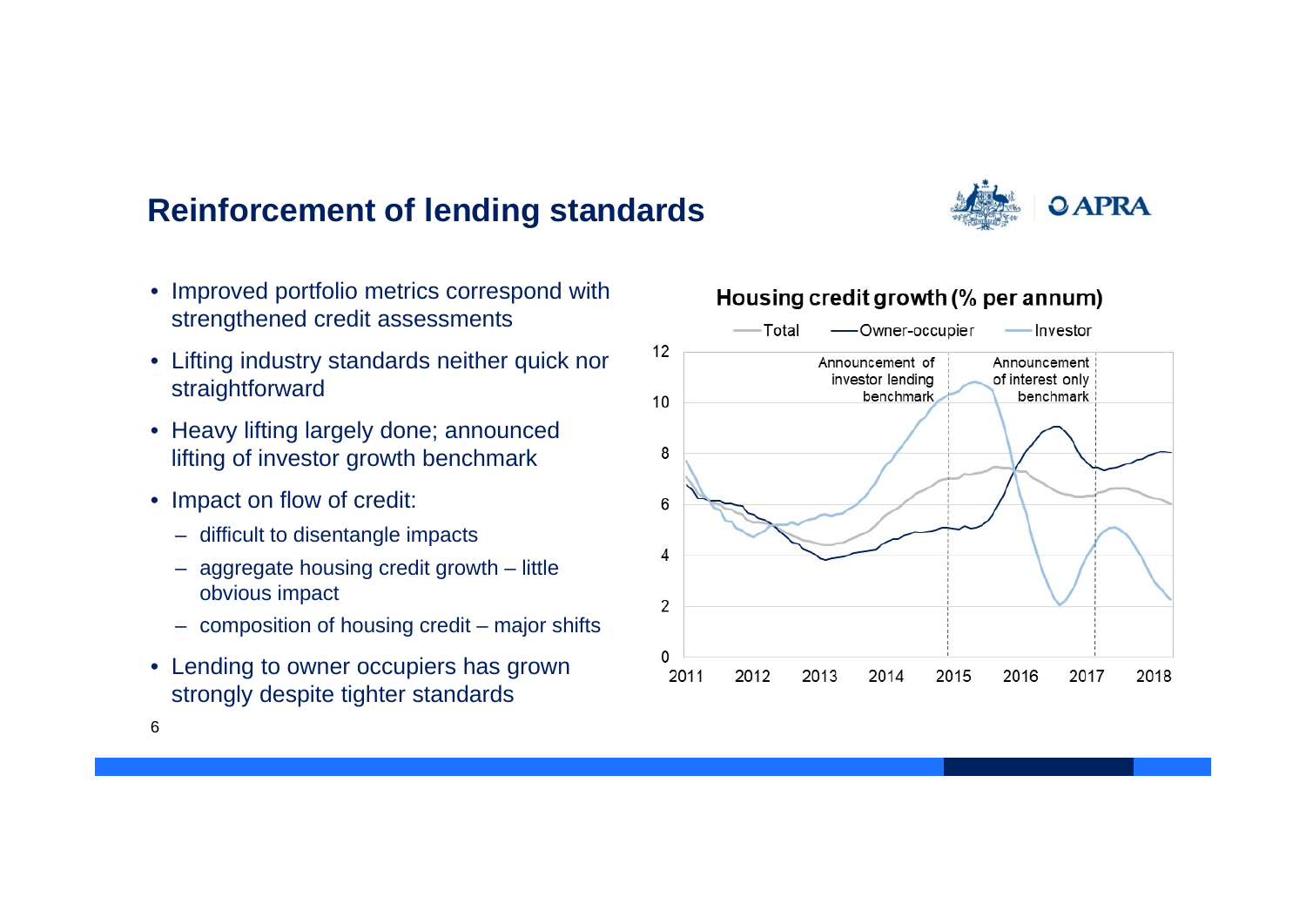# Reinforcement of lending standards

- Improved portfolio metrics correspond with strengthened credit assessments
- Lifting industry standards neither quick nor straightforward
- Heavy lifting largely done; announced lifting of investor growth benchmark
- Impact on flow of credit:
  - difficult to disentangle impacts
  - aggregate housing credit growth – little obvious impact
  - composition of housing credit – major shifts
- Lending to owner occupiers has grown strongly despite tighter standards

**Housing credit growth (% per annum)**

Total — Owner-occupier — Investor

Announcement of investor lending benchmark

Announcement of interest only benchmark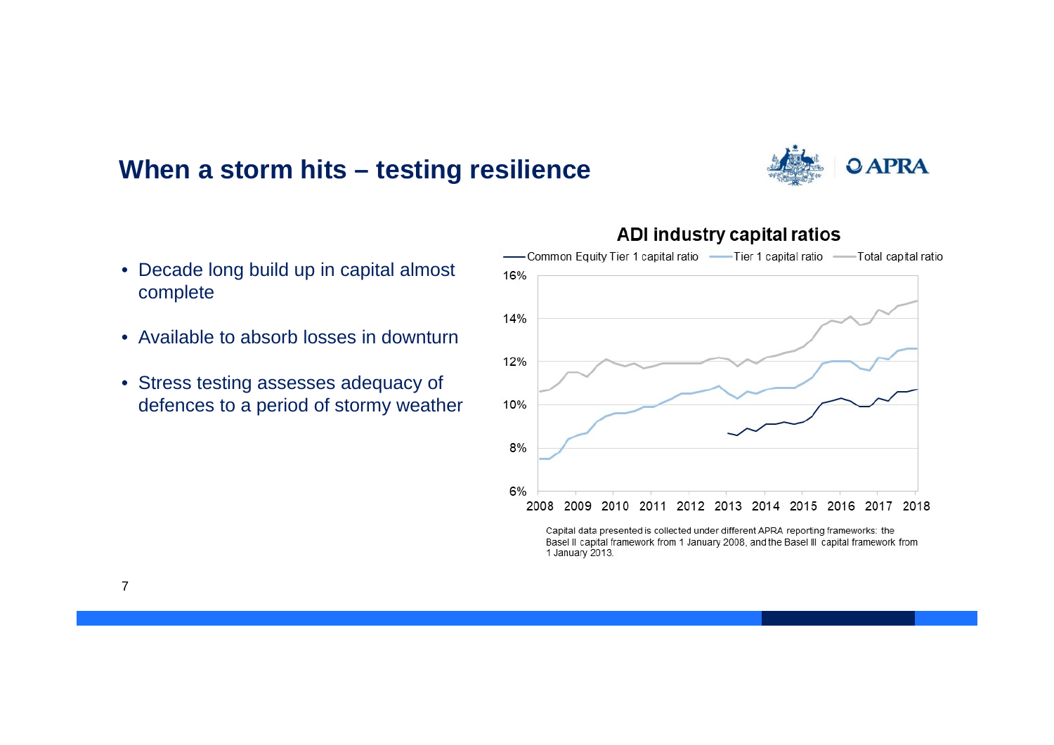## When a storm hits – testing resilience

- Decade long build up in capital almost complete
- Available to absorb losses in downturn
- Stress testing assesses adequacy of defences to a period of stormy weather

**ADI industry capital ratios**

Common Equity Tier 1 capital ratio — Tier 1 capital ratio — Total capital ratio

Capital data presented is collected under different APRA reporting frameworks: the Basel II capital framework from 1 January 2008, and the Basel III capital framework from 1 January 2013.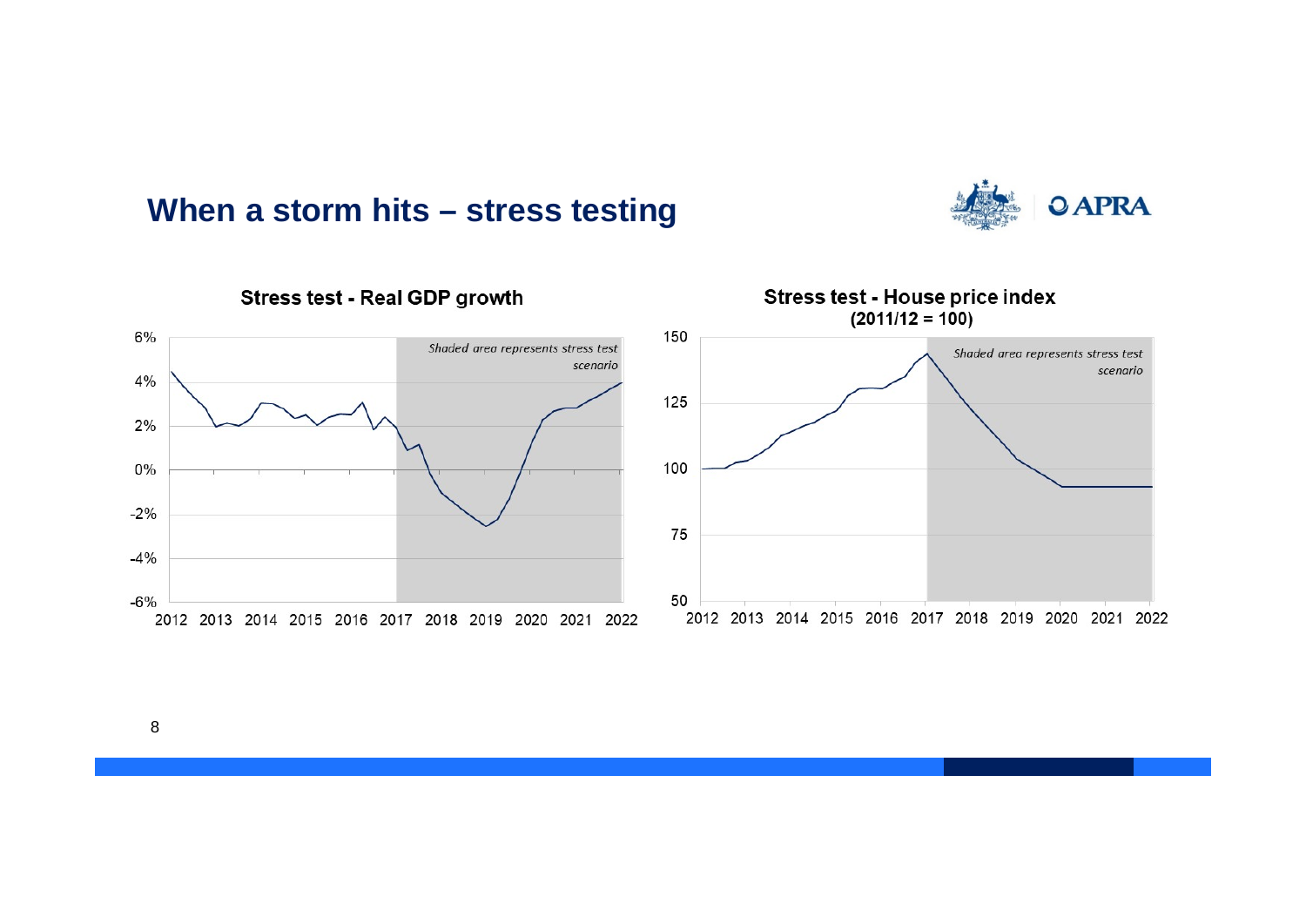## When a storm hits – stress testing

**Stress test - Real GDP growth**

*Shaded area represents stress test scenario*

**Stress test - House price index (2011/12 = 100)**

*Shaded area represents stress test scenario*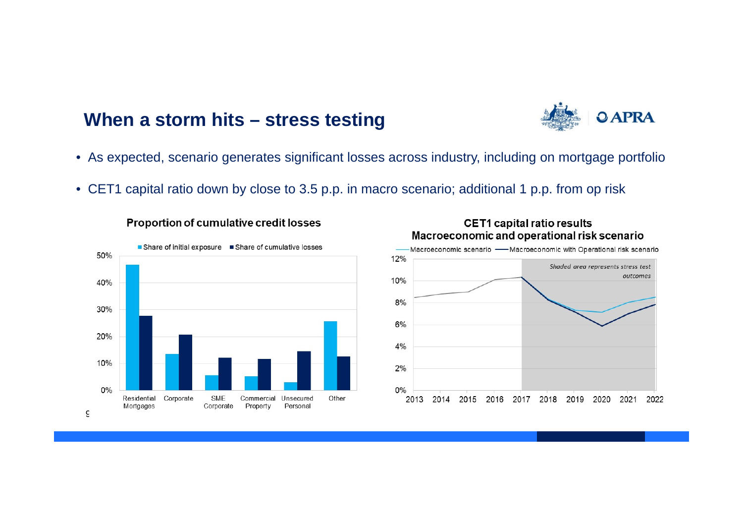## When a storm hits – stress testing

- As expected, scenario generates significant losses across industry, including on mortgage portfolio
- CET1 capital ratio down by close to 3.5 p.p. in macro scenario; additional 1 p.p. from op risk

**Proportion of cumulative credit losses**

Share of initial exposure | Share of cumulative losses

Residential Mortgages | Corporate | SME Corporate | Commercial Property | Unsecured Personal | Other

**CET1 capital ratio results**
**Macroeconomic and operational risk scenario**

Macroeconomic scenario | Macroeconomic with Operational risk scenario

*Shaded area represents stress test outcomes*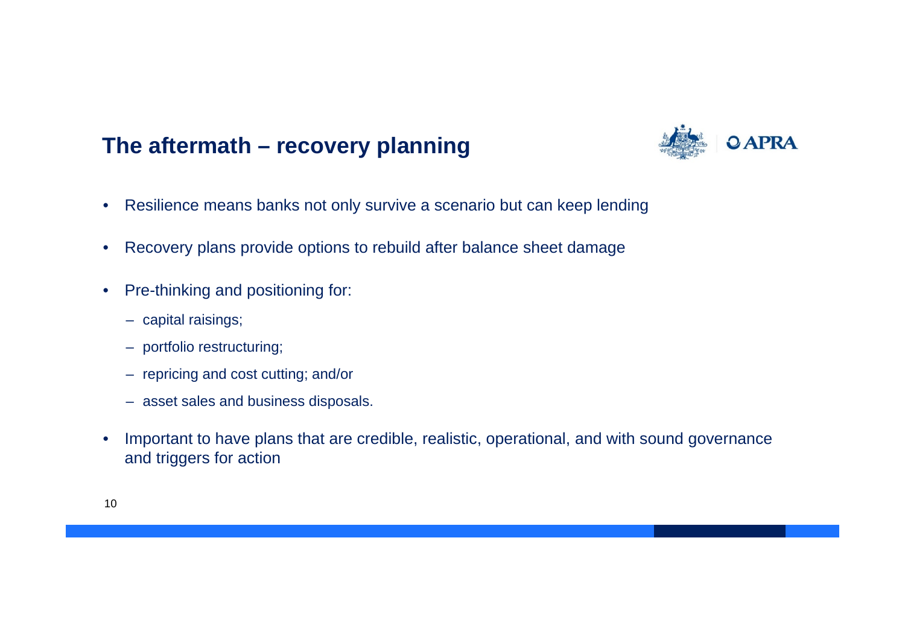## The aftermath – recovery planning

- Resilience means banks not only survive a scenario but can keep lending
- Recovery plans provide options to rebuild after balance sheet damage
- Pre-thinking and positioning for:
  - capital raisings;
  - portfolio restructuring;
  - repricing and cost cutting; and/or
  - asset sales and business disposals.
- Important to have plans that are credible, realistic, operational, and with sound governance and triggers for action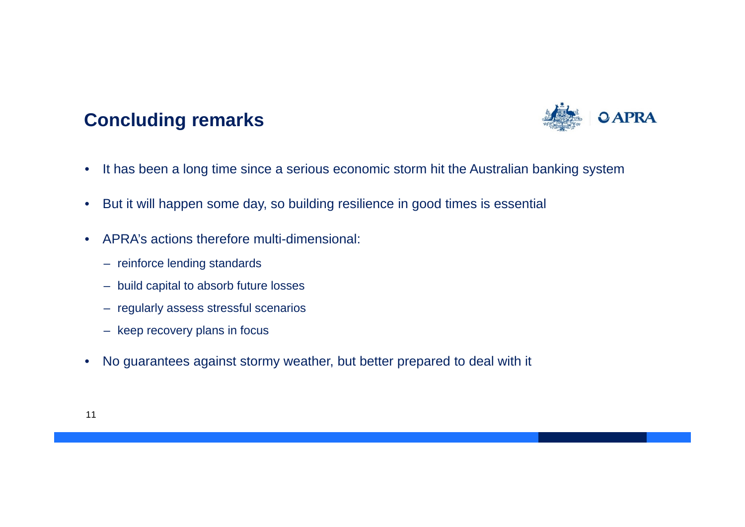## Concluding remarks

- It has been a long time since a serious economic storm hit the Australian banking system
- But it will happen some day, so building resilience in good times is essential
- APRA's actions therefore multi-dimensional:
  - reinforce lending standards
  - build capital to absorb future losses
  - regularly assess stressful scenarios
  - keep recovery plans in focus
- No guarantees against stormy weather, but better prepared to deal with it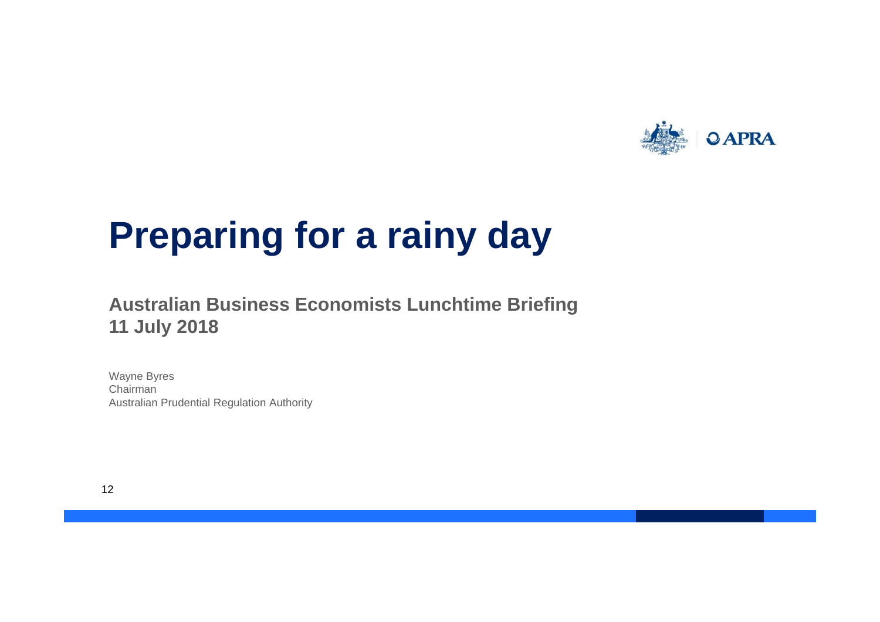# Preparing for a rainy day

**Australian Business Economists Lunchtime Briefing**
**11 July 2018**

Wayne Byres
Chairman
Australian Prudential Regulation Authority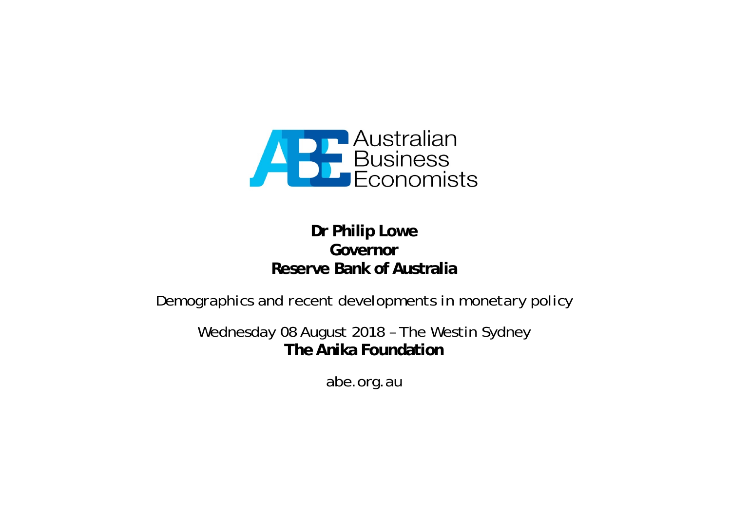Australian Business Economists

**Dr Philip Lowe**
**Governor**
**Reserve Bank of Australia**

Demographics and recent developments in monetary policy

Wednesday 08 August 2018 – The Westin Sydney
**The Anika Foundation**

abe.org.au